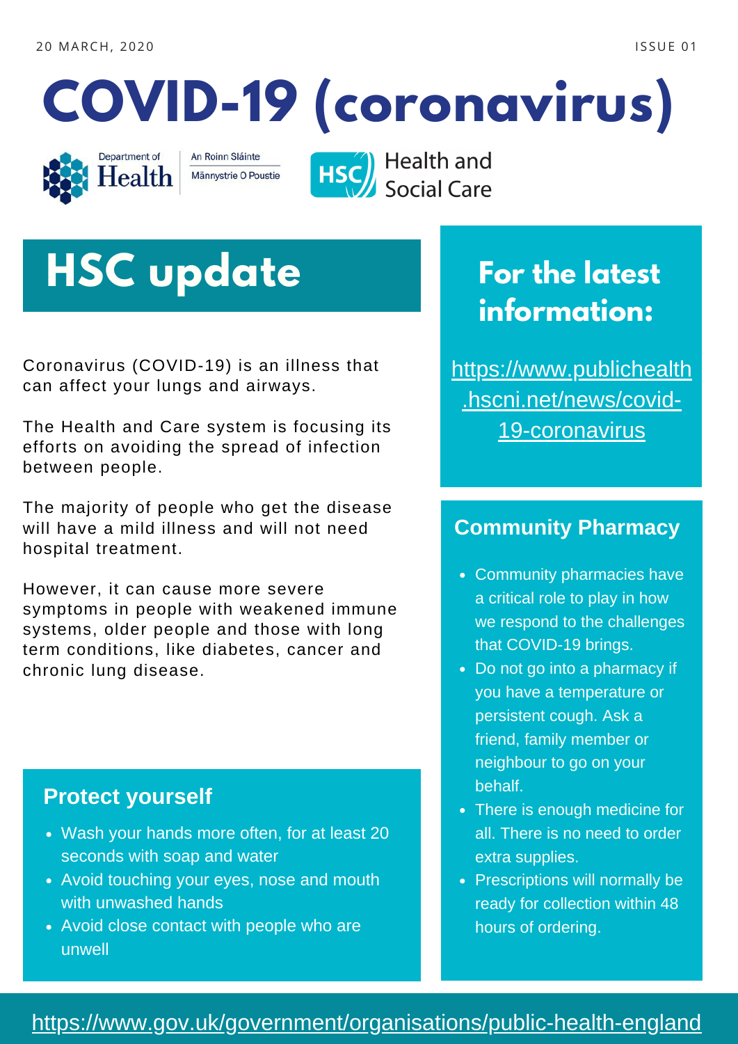20 MARCH, 2020

ISSUE 01

# COVID-19 (coronavirus)

Department of Health | An Roinn Sláinte | Männystrie O Poustie

HSC Health and Social Care

## HSC update

Coronavirus (COVID-19) is an illness that can affect your lungs and airways.

The Health and Care system is focusing its efforts on avoiding the spread of infection between people.

The majority of people who get the disease will have a mild illness and will not need hospital treatment.

However, it can cause more severe symptoms in people with weakened immune systems, older people and those with long term conditions, like diabetes, cancer and chronic lung disease.

### Protect yourself

- Wash your hands more often, for at least 20 seconds with soap and water
- Avoid touching your eyes, nose and mouth with unwashed hands
- Avoid close contact with people who are unwell

## For the latest information:

https://www.publichealth.hscni.net/news/covid-19-coronavirus

### Community Pharmacy

- Community pharmacies have a critical role to play in how we respond to the challenges that COVID-19 brings.
- Do not go into a pharmacy if you have a temperature or persistent cough. Ask a friend, family member or neighbour to go on your behalf.
- There is enough medicine for all. There is no need to order extra supplies.
- Prescriptions will normally be ready for collection within 48 hours of ordering.

https://www.gov.uk/government/organisations/public-health-england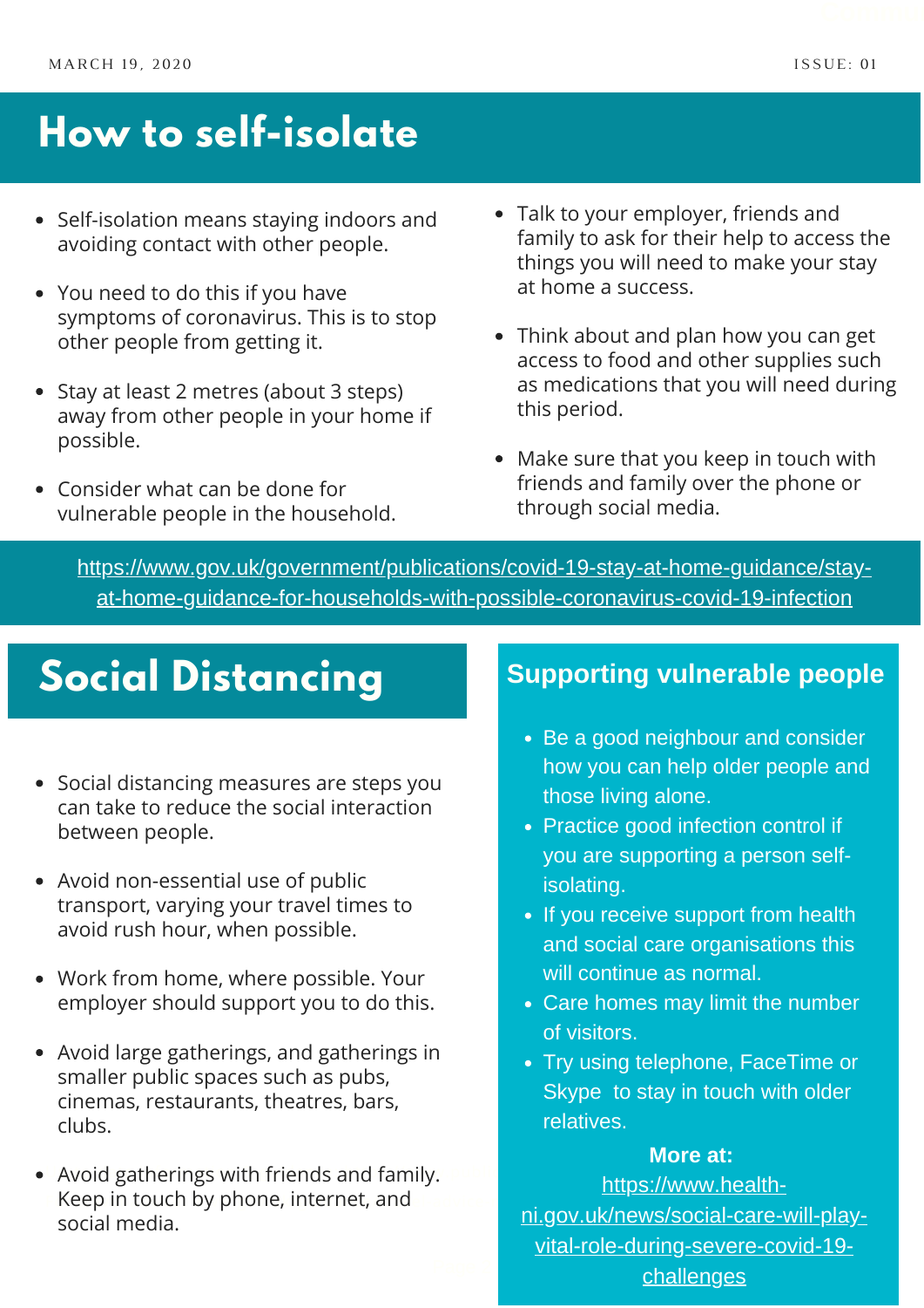MARCH 19, 2020

ISSUE: 01

# How to self-isolate

- Self-isolation means staying indoors and avoiding contact with other people.
- You need to do this if you have symptoms of coronavirus. This is to stop other people from getting it.
- Stay at least 2 metres (about 3 steps) away from other people in your home if possible.
- Consider what can be done for vulnerable people in the household.
- Talk to your employer, friends and family to ask for their help to access the things you will need to make your stay at home a success.
- Think about and plan how you can get access to food and other supplies such as medications that you will need during this period.
- Make sure that you keep in touch with friends and family over the phone or through social media.

https://www.gov.uk/government/publications/covid-19-stay-at-home-guidance/stay-at-home-guidance-for-households-with-possible-coronavirus-covid-19-infection

# Social Distancing

- Social distancing measures are steps you can take to reduce the social interaction between people.
- Avoid non-essential use of public transport, varying your travel times to avoid rush hour, when possible.
- Work from home, where possible. Your employer should support you to do this.
- Avoid large gatherings, and gatherings in smaller public spaces such as pubs, cinemas, restaurants, theatres, bars, clubs.
- Avoid gatherings with friends and family. Keep in touch by phone, internet, and social media.

## Supporting vulnerable people

- Be a good neighbour and consider how you can help older people and those living alone.
- Practice good infection control if you are supporting a person self-isolating.
- If you receive support from health and social care organisations this will continue as normal.
- Care homes may limit the number of visitors.
- Try using telephone, FaceTime or Skype to stay in touch with older relatives.

**More at:**

https://www.health-ni.gov.uk/news/social-care-will-play-vital-role-during-severe-covid-19-challenges